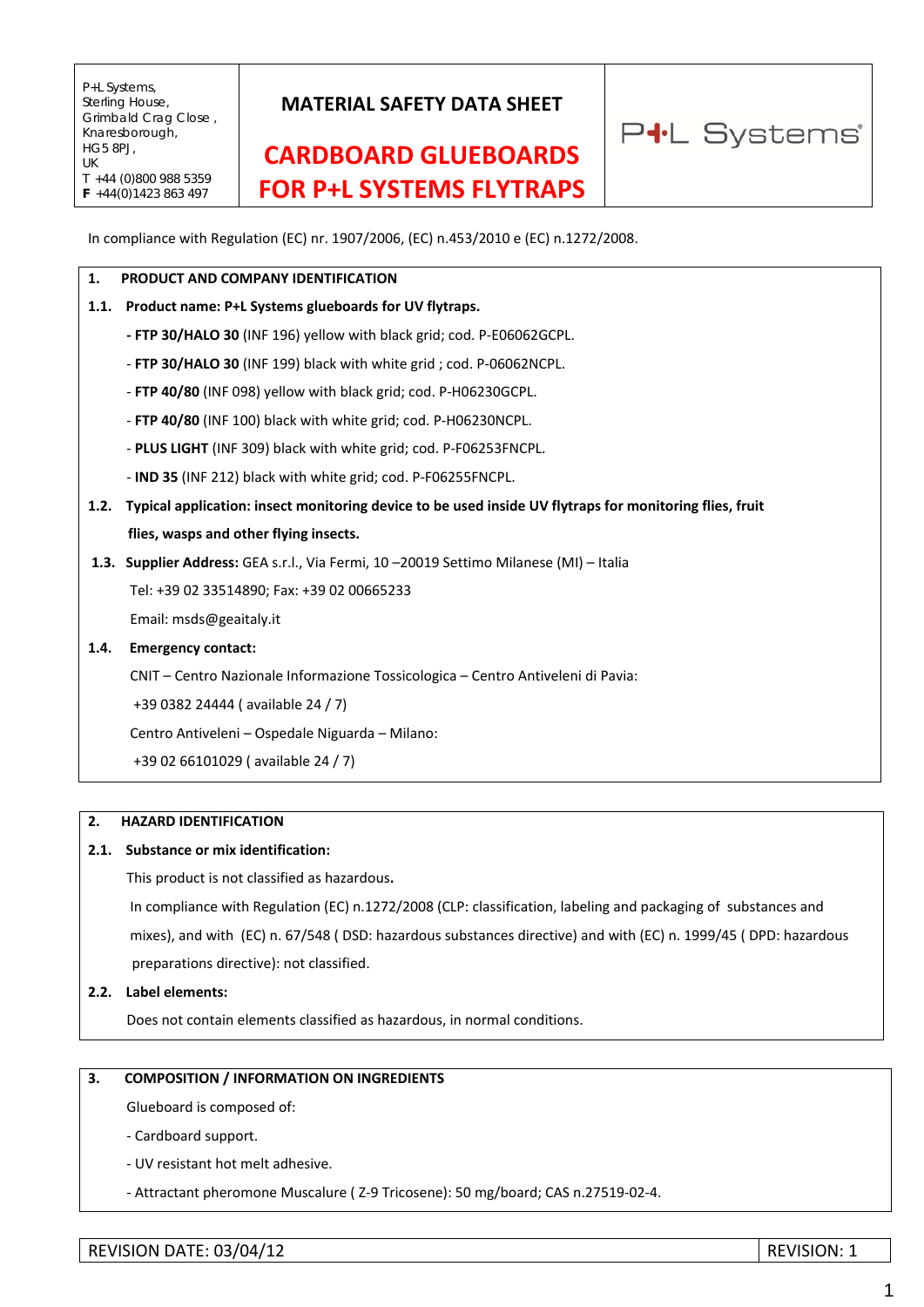| P+L Systems,<br>Sterling House,<br>Grimbald Crag Close ,<br>Knaresborough,<br>HG5 8PJ,<br>UK<br>T +44 (0)800 988 5359<br>**F** +44(0)1423 863 497 | **MATERIAL SAFETY DATA SHEET**<br><br>**CARDBOARD GLUEBOARDS FOR P+L SYSTEMS FLYTRAPS** | P+L Systems® |
|---|---|---|

In compliance with Regulation (EC) nr. 1907/2006, (EC) n.453/2010 e (EC) n.1272/2008.

## 1. PRODUCT AND COMPANY IDENTIFICATION

**1.1. Product name: P+L Systems glueboards for UV flytraps.**

- **FTP 30/HALO 30** (INF 196) yellow with black grid; cod. P-E06062GCPL.
- **FTP 30/HALO 30** (INF 199) black with white grid ; cod. P-06062NCPL.
- **FTP 40/80** (INF 098) yellow with black grid; cod. P-H06230GCPL.
- **FTP 40/80** (INF 100) black with white grid; cod. P-H06230NCPL.
- **PLUS LIGHT** (INF 309) black with white grid; cod. P-F06253FNCPL.
- **IND 35** (INF 212) black with white grid; cod. P-F06255FNCPL.

**1.2. Typical application: insect monitoring device to be used inside UV flytraps for monitoring flies, fruit flies, wasps and other flying insects.**

**1.3. Supplier Address:** GEA s.r.l., Via Fermi, 10 –20019 Settimo Milanese (MI) – Italia

Tel: +39 02 33514890; Fax: +39 02 00665233

Email: msds@geaitaly.it

**1.4. Emergency contact:**

CNIT – Centro Nazionale Informazione Tossicologica – Centro Antiveleni di Pavia:

+39 0382 24444 ( available 24 / 7)

Centro Antiveleni – Ospedale Niguarda – Milano:

+39 02 66101029 ( available 24 / 7)

## 2. HAZARD IDENTIFICATION

**2.1. Substance or mix identification:**

This product is not classified as hazardous**.**

In compliance with Regulation (EC) n.1272/2008 (CLP: classification, labeling and packaging of substances and mixes), and with (EC) n. 67/548 ( DSD: hazardous substances directive) and with (EC) n. 1999/45 ( DPD: hazardous preparations directive): not classified.

**2.2. Label elements:**

Does not contain elements classified as hazardous, in normal conditions.

## 3. COMPOSITION / INFORMATION ON INGREDIENTS

Glueboard is composed of:

- Cardboard support.
- UV resistant hot melt adhesive.
- Attractant pheromone Muscalure ( Z-9 Tricosene): 50 mg/board; CAS n.27519-02-4.

| REVISION DATE: 03/04/12 | REVISION: 1 |
|---|---|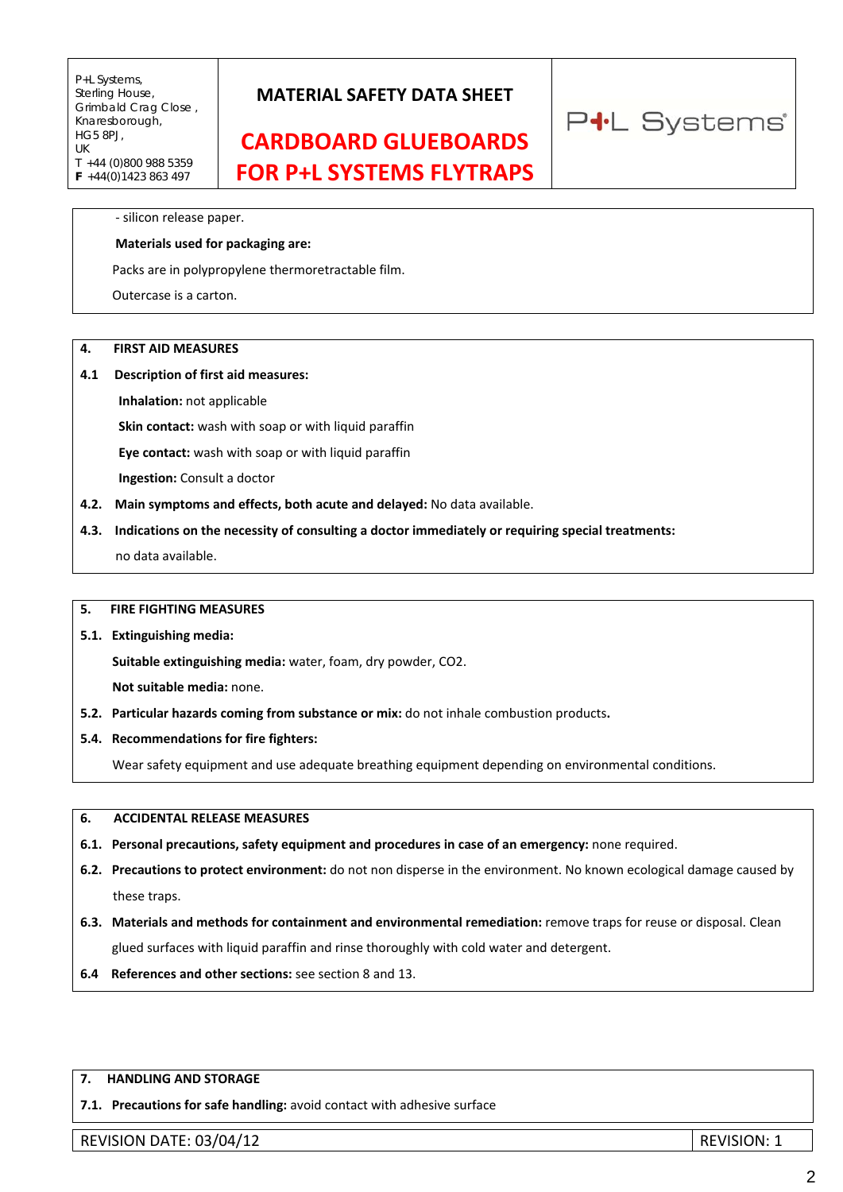- silicon release paper.

**Materials used for packaging are:**

Packs are in polypropylene thermoretractable film.

Outercase is a carton.

## 4. FIRST AID MEASURES

**4.1 Description of first aid measures:**

**Inhalation:** not applicable

**Skin contact:** wash with soap or with liquid paraffin

**Eye contact:** wash with soap or with liquid paraffin

**Ingestion:** Consult a doctor

**4.2. Main symptoms and effects, both acute and delayed:** No data available.

**4.3. Indications on the necessity of consulting a doctor immediately or requiring special treatments:** no data available.

## 5. FIRE FIGHTING MEASURES

**5.1. Extinguishing media:**

**Suitable extinguishing media:** water, foam, dry powder, CO2.

**Not suitable media:** none.

**5.2. Particular hazards coming from substance or mix:** do not inhale combustion products.

**5.4. Recommendations for fire fighters:**

Wear safety equipment and use adequate breathing equipment depending on environmental conditions.

## 6. ACCIDENTAL RELEASE MEASURES

**6.1. Personal precautions, safety equipment and procedures in case of an emergency:** none required.

**6.2. Precautions to protect environment:** do not non disperse in the environment. No known ecological damage caused by these traps.

**6.3. Materials and methods for containment and environmental remediation:** remove traps for reuse or disposal. Clean glued surfaces with liquid paraffin and rinse thoroughly with cold water and detergent.

**6.4 References and other sections:** see section 8 and 13.

## 7. HANDLING AND STORAGE

**7.1. Precautions for safe handling:** avoid contact with adhesive surface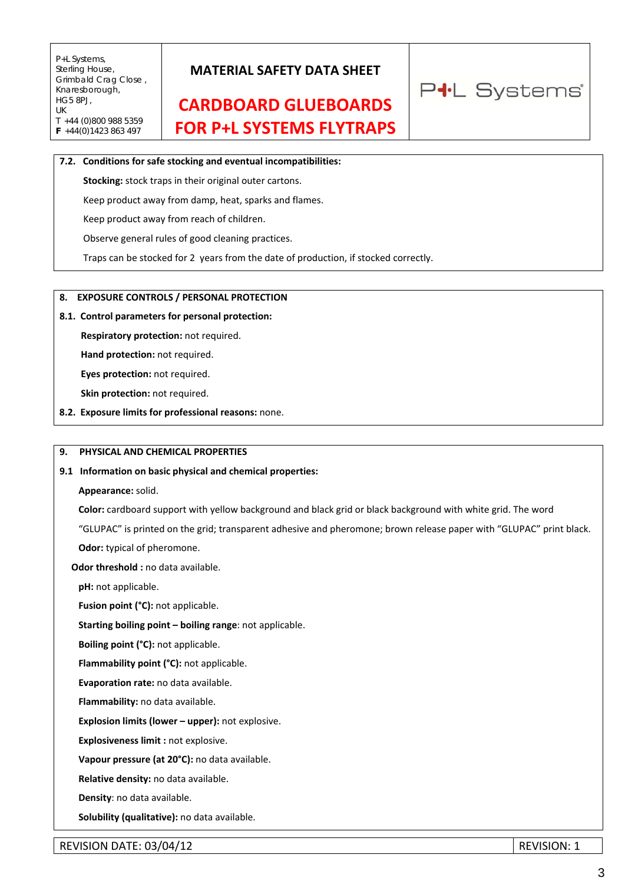**7.2. Conditions for safe stocking and eventual incompatibilities:**

**Stocking:** stock traps in their original outer cartons.

Keep product away from damp, heat, sparks and flames.

Keep product away from reach of children.

Observe general rules of good cleaning practices.

Traps can be stocked for 2 years from the date of production, if stocked correctly.

## 8. EXPOSURE CONTROLS / PERSONAL PROTECTION

**8.1. Control parameters for personal protection:**

**Respiratory protection:** not required.

**Hand protection:** not required.

**Eyes protection:** not required.

**Skin protection:** not required.

**8.2. Exposure limits for professional reasons:** none.

## 9. PHYSICAL AND CHEMICAL PROPERTIES

**9.1 Information on basic physical and chemical properties:**

**Appearance:** solid.

**Color:** cardboard support with yellow background and black grid or black background with white grid. The word "GLUPAC" is printed on the grid; transparent adhesive and pheromone; brown release paper with "GLUPAC" print black.

**Odor:** typical of pheromone.

**Odor threshold :** no data available.

**pH:** not applicable.

**Fusion point (°C):** not applicable.

**Starting boiling point – boiling range**: not applicable.

**Boiling point (°C):** not applicable.

**Flammability point (°C):** not applicable.

**Evaporation rate:** no data available.

**Flammability:** no data available.

**Explosion limits (lower – upper):** not explosive.

**Explosiveness limit :** not explosive.

**Vapour pressure (at 20°C):** no data available.

**Relative density:** no data available.

**Density**: no data available.

**Solubility (qualitative):** no data available.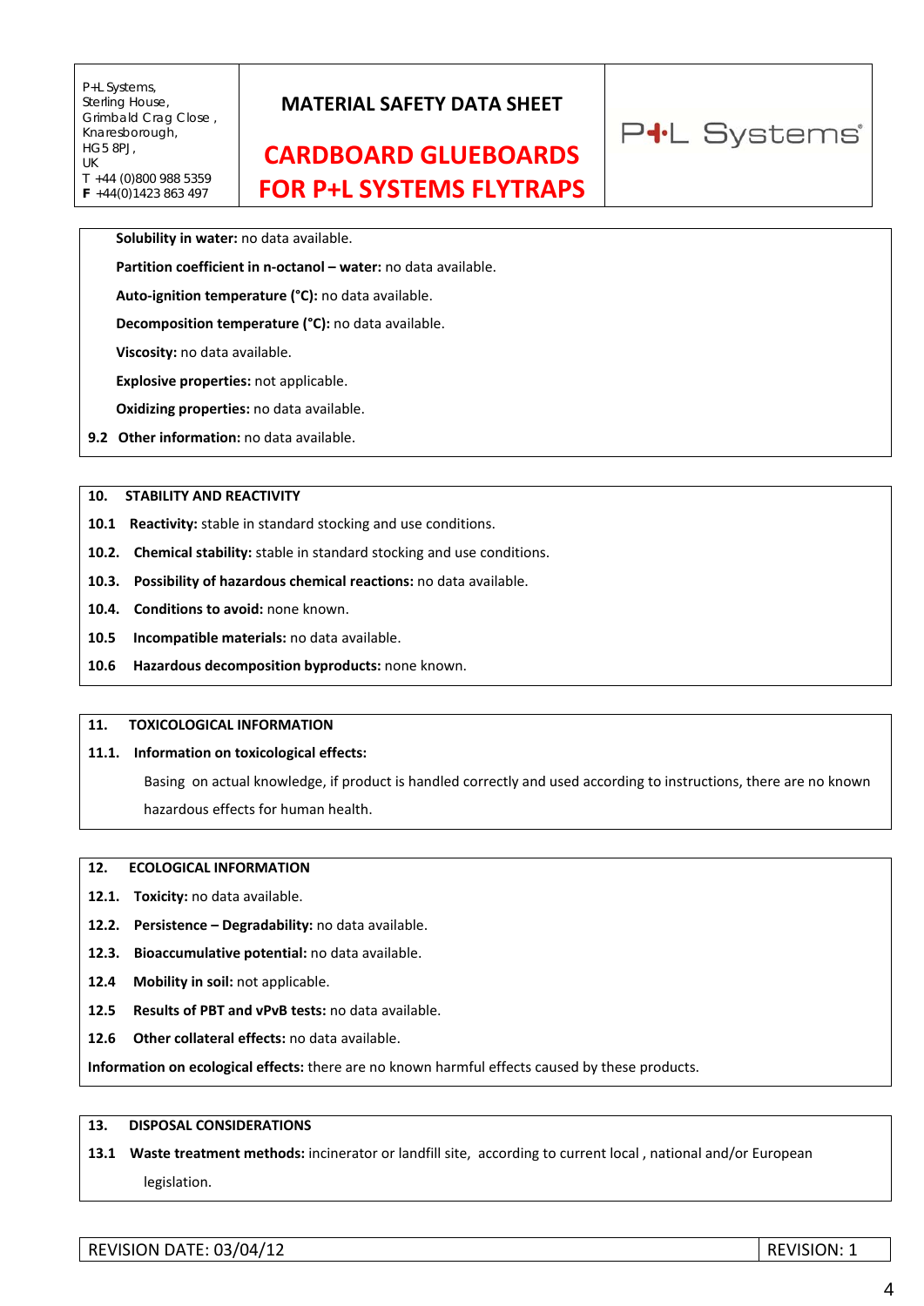**Solubility in water:** no data available.

**Partition coefficient in n-octanol – water:** no data available.

**Auto-ignition temperature (°C):** no data available.

**Decomposition temperature (°C):** no data available.

**Viscosity:** no data available.

**Explosive properties:** not applicable.

**Oxidizing properties:** no data available.

**9.2 Other information:** no data available.

## 10. STABILITY AND REACTIVITY

**10.1 Reactivity:** stable in standard stocking and use conditions.

**10.2. Chemical stability:** stable in standard stocking and use conditions.

**10.3. Possibility of hazardous chemical reactions:** no data available.

**10.4. Conditions to avoid:** none known.

**10.5 Incompatible materials:** no data available.

**10.6 Hazardous decomposition byproducts:** none known.

## 11. TOXICOLOGICAL INFORMATION

**11.1. Information on toxicological effects:**

Basing on actual knowledge, if product is handled correctly and used according to instructions, there are no known hazardous effects for human health.

## 12. ECOLOGICAL INFORMATION

**12.1. Toxicity:** no data available.

**12.2. Persistence – Degradability:** no data available.

**12.3. Bioaccumulative potential:** no data available.

**12.4 Mobility in soil:** not applicable.

**12.5 Results of PBT and vPvB tests:** no data available.

**12.6 Other collateral effects:** no data available.

**Information on ecological effects:** there are no known harmful effects caused by these products.

## 13. DISPOSAL CONSIDERATIONS

**13.1 Waste treatment methods:** incinerator or landfill site, according to current local , national and/or European legislation.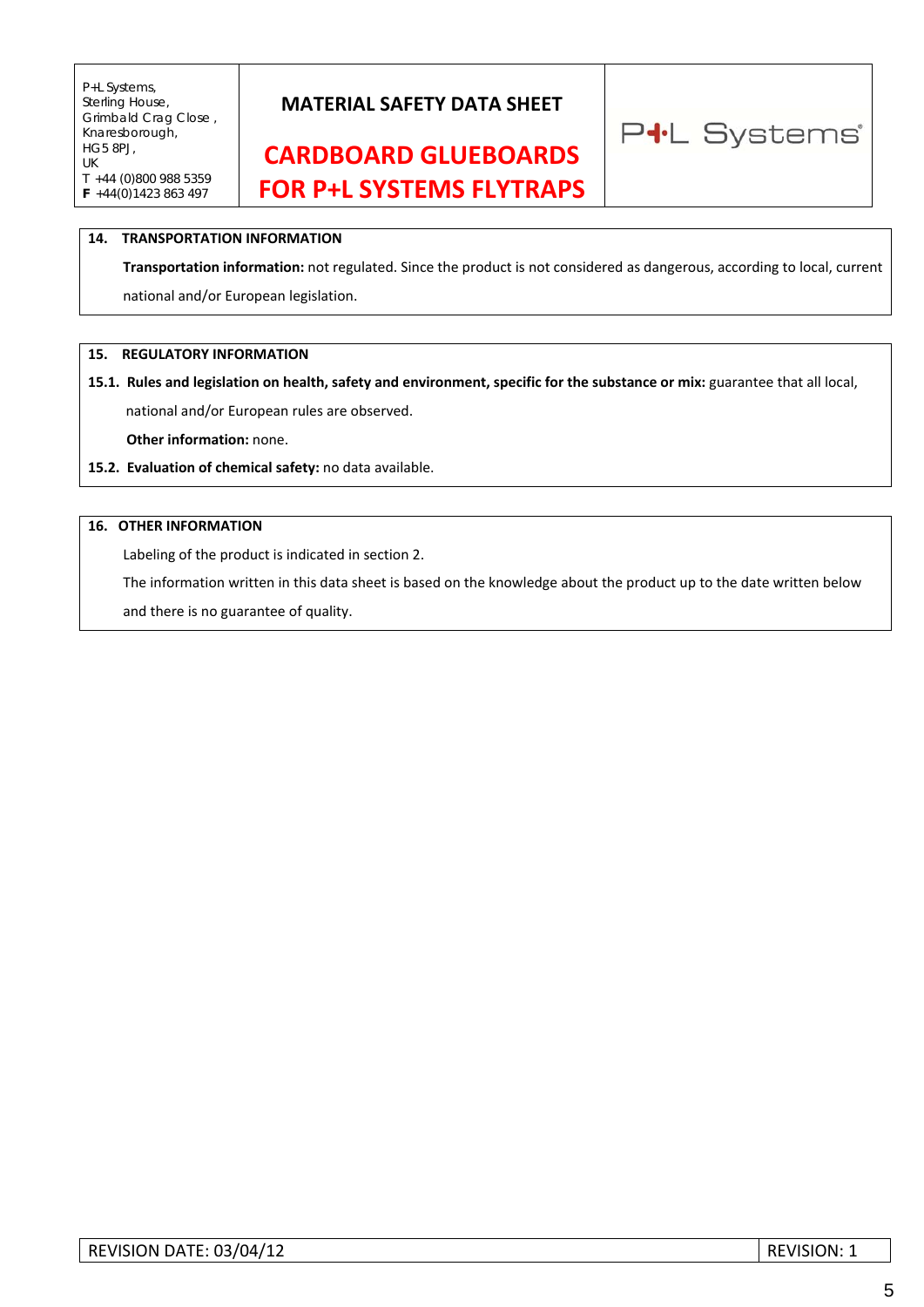## 14. TRANSPORTATION INFORMATION

**Transportation information:** not regulated. Since the product is not considered as dangerous, according to local, current national and/or European legislation.

## 15. REGULATORY INFORMATION

**15.1. Rules and legislation on health, safety and environment, specific for the substance or mix:** guarantee that all local, national and/or European rules are observed.

**Other information:** none.

**15.2. Evaluation of chemical safety:** no data available.

## 16. OTHER INFORMATION

Labeling of the product is indicated in section 2.

The information written in this data sheet is based on the knowledge about the product up to the date written below and there is no guarantee of quality.

| REVISION DATE: 03/04/12 | REVISION: 1 |
| --- | --- |